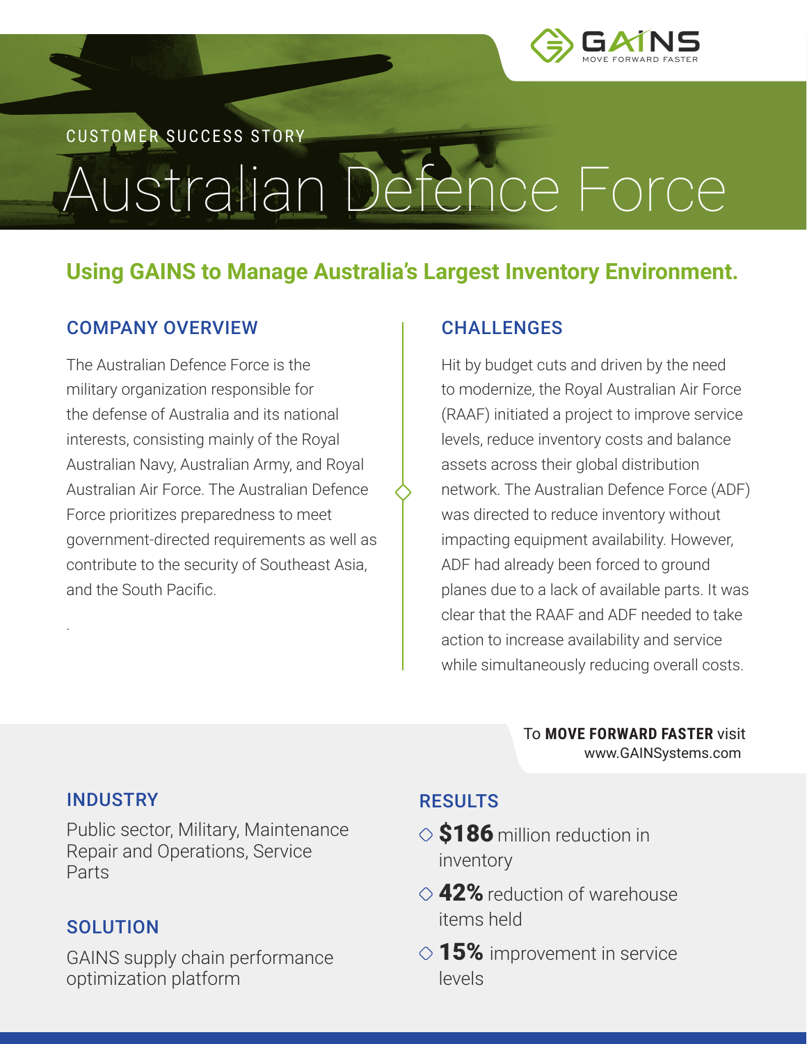GAINS
MOVE FORWARD FASTER

CUSTOMER SUCCESS STORY

# Australian Defence Force

## Using GAINS to Manage Australia's Largest Inventory Environment.

### COMPANY OVERVIEW

The Australian Defence Force is the military organization responsible for the defense of Australia and its national interests, consisting mainly of the Royal Australian Navy, Australian Army, and Royal Australian Air Force. The Australian Defence Force prioritizes preparedness to meet government-directed requirements as well as contribute to the security of Southeast Asia, and the South Pacific.

### CHALLENGES

Hit by budget cuts and driven by the need to modernize, the Royal Australian Air Force (RAAF) initiated a project to improve service levels, reduce inventory costs and balance assets across their global distribution network. The Australian Defence Force (ADF) was directed to reduce inventory without impacting equipment availability. However, ADF had already been forced to ground planes due to a lack of available parts. It was clear that the RAAF and ADF needed to take action to increase availability and service while simultaneously reducing overall costs.

To **MOVE FORWARD FASTER** visit www.GAINSystems.com

### INDUSTRY

Public sector, Military, Maintenance Repair and Operations, Service Parts

### SOLUTION

GAINS supply chain performance optimization platform

### RESULTS

- **$186** million reduction in inventory
- **42%** reduction of warehouse items held
- **15%** improvement in service levels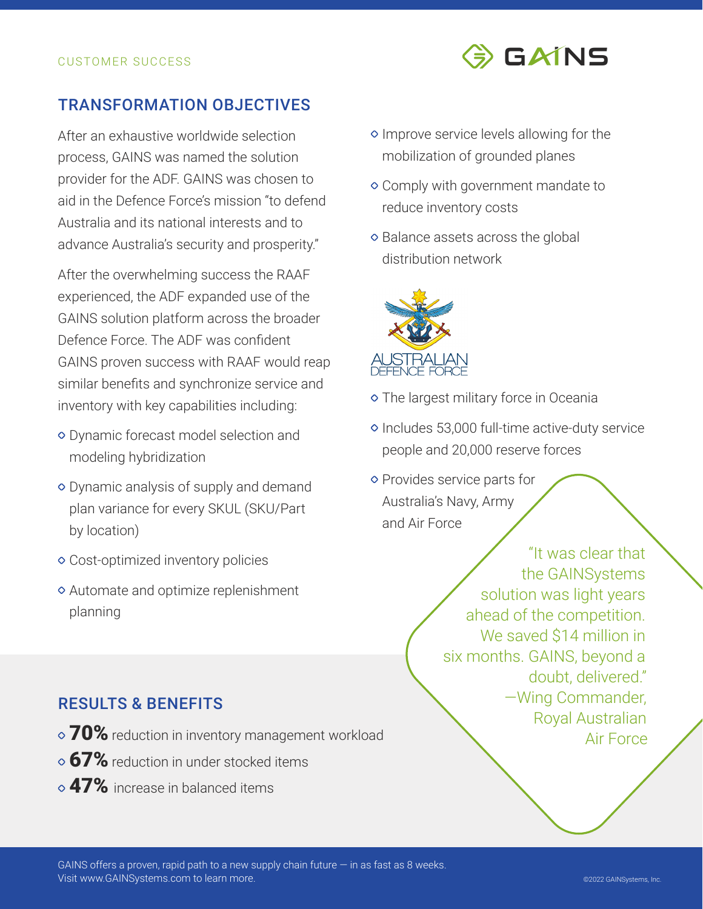CUSTOMER SUCCESS

## TRANSFORMATION OBJECTIVES

After an exhaustive worldwide selection process, GAINS was named the solution provider for the ADF. GAINS was chosen to aid in the Defence Force's mission "to defend Australia and its national interests and to advance Australia's security and prosperity."

After the overwhelming success the RAAF experienced, the ADF expanded use of the GAINS solution platform across the broader Defence Force. The ADF was confident GAINS proven success with RAAF would reap similar benefits and synchronize service and inventory with key capabilities including:

- Dynamic forecast model selection and modeling hybridization
- Dynamic analysis of supply and demand plan variance for every SKUL (SKU/Part by location)
- Cost-optimized inventory policies
- Automate and optimize replenishment planning

- Improve service levels allowing for the mobilization of grounded planes
- Comply with government mandate to reduce inventory costs
- Balance assets across the global distribution network

AUSTRALIAN DEFENCE FORCE

- The largest military force in Oceania
- Includes 53,000 full-time active-duty service people and 20,000 reserve forces
- Provides service parts for Australia's Navy, Army and Air Force

"It was clear that the GAINSystems solution was light years ahead of the competition. We saved $14 million in six months. GAINS, beyond a doubt, delivered."
—Wing Commander, Royal Australian Air Force

## RESULTS & BENEFITS

- **70%** reduction in inventory management workload
- **67%** reduction in under stocked items
- **47%** increase in balanced items

GAINS offers a proven, rapid path to a new supply chain future — in as fast as 8 weeks.
Visit www.GAINSystems.com to learn more.

©2022 GAINSystems, Inc.